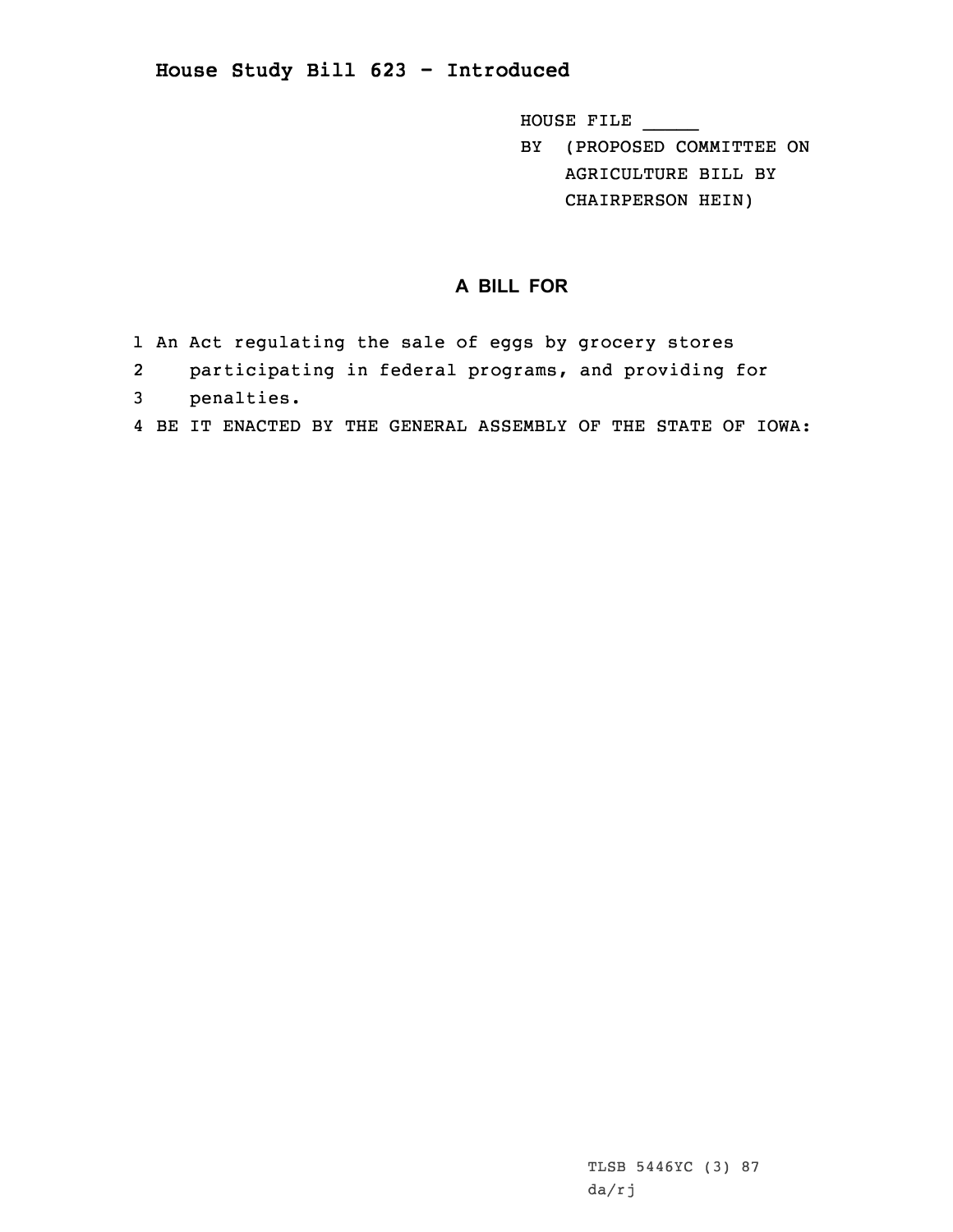# House Study Bill 623 - Introduced

HOUSE FILE _____

BY (PROPOSED COMMITTEE ON AGRICULTURE BILL BY CHAIRPERSON HEIN)

## A BILL FOR

1 An Act regulating the sale of eggs by grocery stores
2 participating in federal programs, and providing for
3 penalties.
4 BE IT ENACTED BY THE GENERAL ASSEMBLY OF THE STATE OF IOWA:

TLSB 5446YC (3) 87
da/rj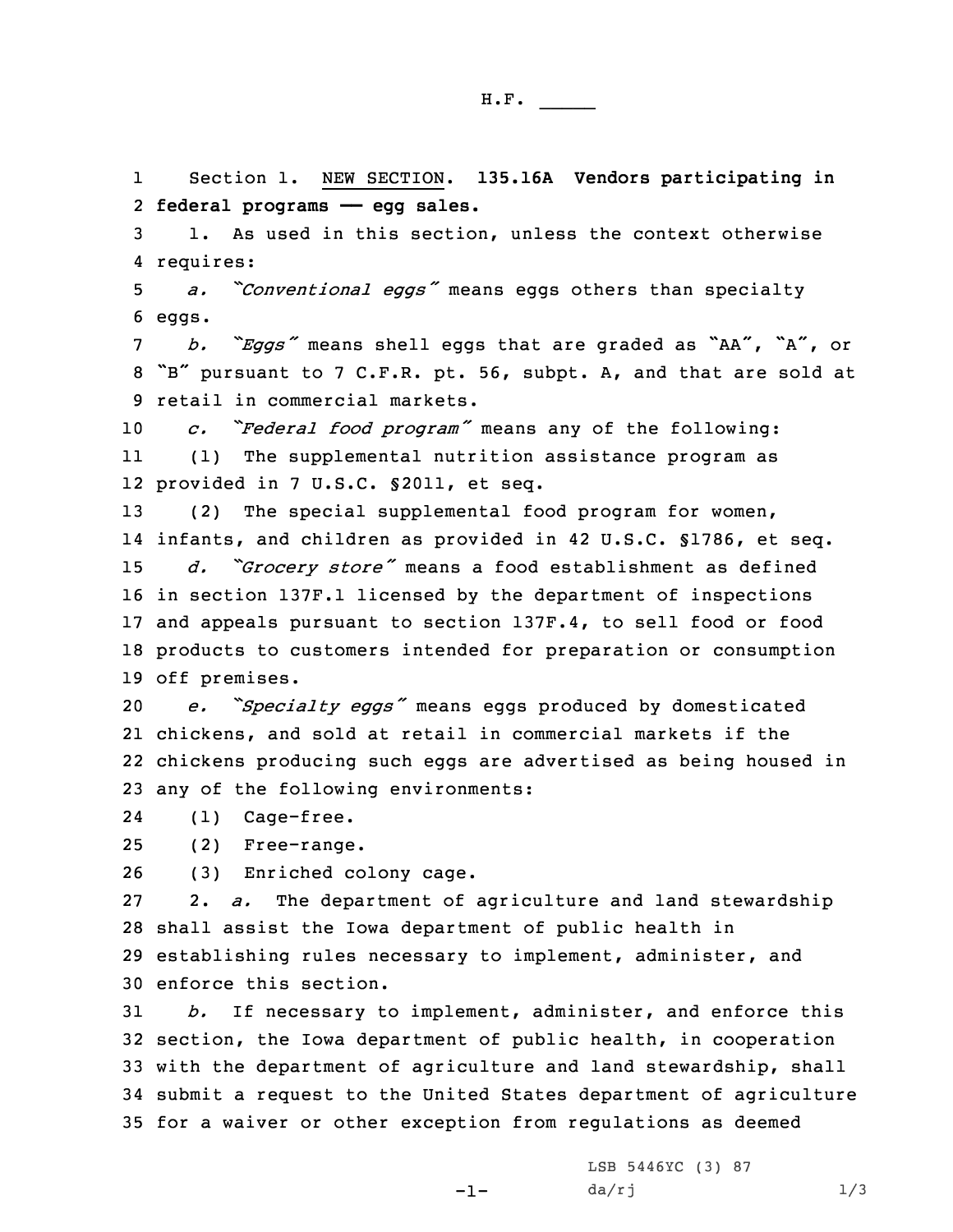H.F. _____

Section 1. NEW SECTION. **135.16A Vendors participating in federal programs —— egg sales.**

1. As used in this section, unless the context otherwise requires:

*a. "Conventional eggs"* means eggs others than specialty eggs.

*b. "Eggs"* means shell eggs that are graded as "AA", "A", or "B" pursuant to 7 C.F.R. pt. 56, subpt. A, and that are sold at retail in commercial markets.

*c. "Federal food program"* means any of the following:

(1) The supplemental nutrition assistance program as provided in 7 U.S.C. §2011, et seq.

(2) The special supplemental food program for women, infants, and children as provided in 42 U.S.C. §1786, et seq.

*d. "Grocery store"* means a food establishment as defined in section 137F.1 licensed by the department of inspections and appeals pursuant to section 137F.4, to sell food or food products to customers intended for preparation or consumption off premises.

*e. "Specialty eggs"* means eggs produced by domesticated chickens, and sold at retail in commercial markets if the chickens producing such eggs are advertised as being housed in any of the following environments:

(1) Cage-free.

(2) Free-range.

(3) Enriched colony cage.

2. *a.* The department of agriculture and land stewardship shall assist the Iowa department of public health in establishing rules necessary to implement, administer, and enforce this section.

*b.* If necessary to implement, administer, and enforce this section, the Iowa department of public health, in cooperation with the department of agriculture and land stewardship, shall submit a request to the United States department of agriculture for a waiver or other exception from regulations as deemed

LSB 5446YC (3) 87
da/rj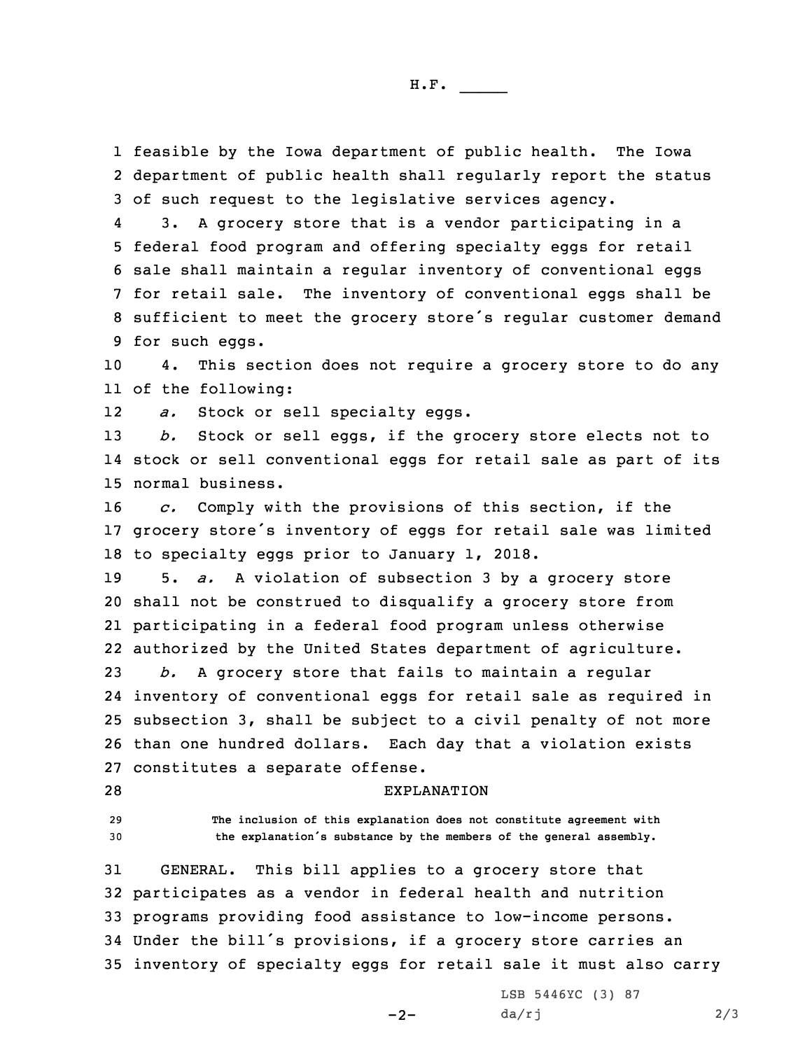feasible by the Iowa department of public health. The Iowa department of public health shall regularly report the status of such request to the legislative services agency.

3. A grocery store that is a vendor participating in a federal food program and offering specialty eggs for retail sale shall maintain a regular inventory of conventional eggs for retail sale. The inventory of conventional eggs shall be sufficient to meet the grocery store's regular customer demand for such eggs.

4. This section does not require a grocery store to do any of the following:

*a.* Stock or sell specialty eggs.

*b.* Stock or sell eggs, if the grocery store elects not to stock or sell conventional eggs for retail sale as part of its normal business.

*c.* Comply with the provisions of this section, if the grocery store's inventory of eggs for retail sale was limited to specialty eggs prior to January 1, 2018.

5. *a.* A violation of subsection 3 by a grocery store shall not be construed to disqualify a grocery store from participating in a federal food program unless otherwise authorized by the United States department of agriculture.

*b.* A grocery store that fails to maintain a regular inventory of conventional eggs for retail sale as required in subsection 3, shall be subject to a civil penalty of not more than one hundred dollars. Each day that a violation exists constitutes a separate offense.

## EXPLANATION

The inclusion of this explanation does not constitute agreement with the explanation's substance by the members of the general assembly.

GENERAL. This bill applies to a grocery store that participates as a vendor in federal health and nutrition programs providing food assistance to low-income persons. Under the bill's provisions, if a grocery store carries an inventory of specialty eggs for retail sale it must also carry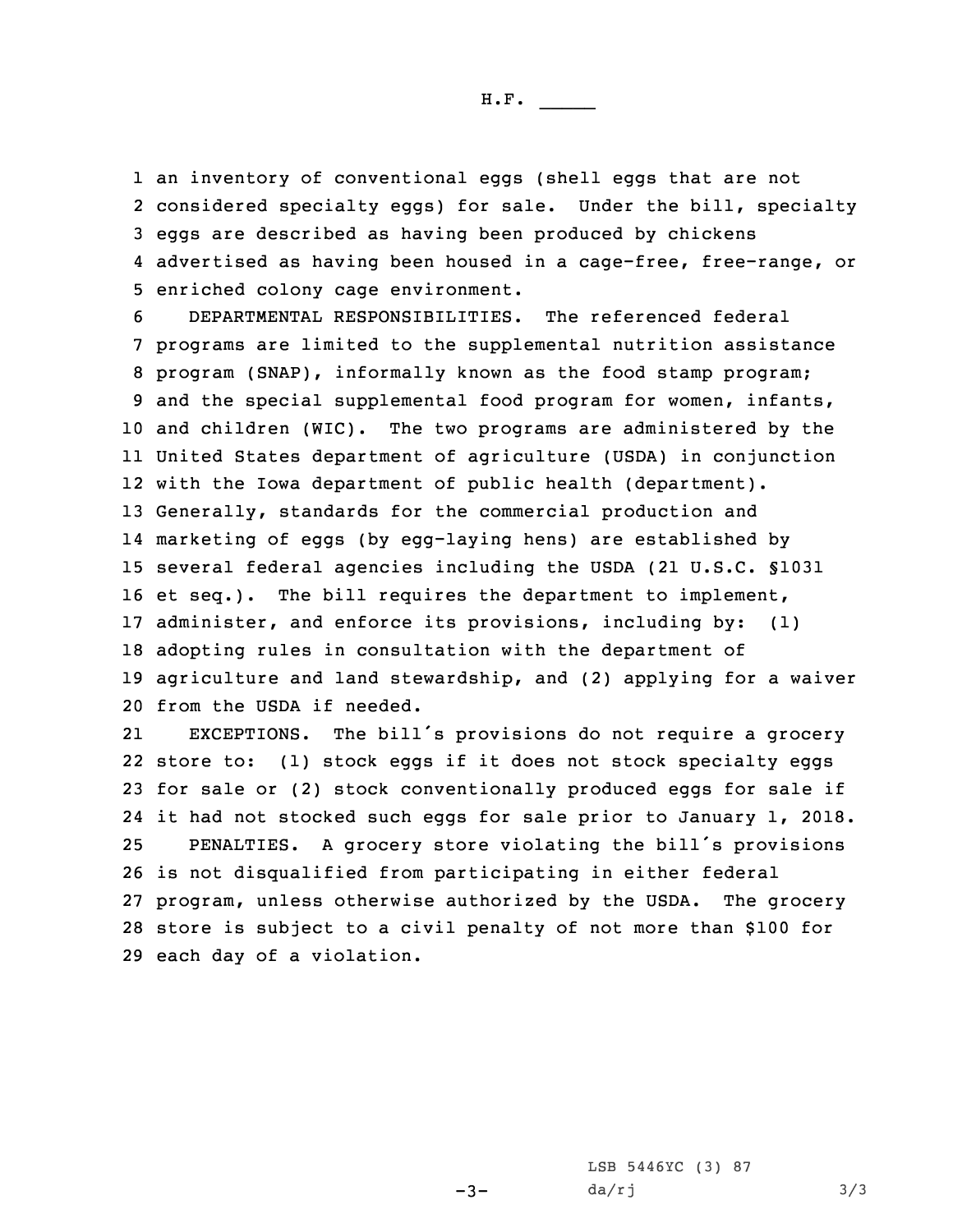an inventory of conventional eggs (shell eggs that are not considered specialty eggs) for sale. Under the bill, specialty eggs are described as having been produced by chickens advertised as having been housed in a cage-free, free-range, or enriched colony cage environment.

DEPARTMENTAL RESPONSIBILITIES. The referenced federal programs are limited to the supplemental nutrition assistance program (SNAP), informally known as the food stamp program; and the special supplemental food program for women, infants, and children (WIC). The two programs are administered by the United States department of agriculture (USDA) in conjunction with the Iowa department of public health (department). Generally, standards for the commercial production and marketing of eggs (by egg-laying hens) are established by several federal agencies including the USDA (21 U.S.C. §1031 et seq.). The bill requires the department to implement, administer, and enforce its provisions, including by: (1) adopting rules in consultation with the department of agriculture and land stewardship, and (2) applying for a waiver from the USDA if needed.

EXCEPTIONS. The bill's provisions do not require a grocery store to: (1) stock eggs if it does not stock specialty eggs for sale or (2) stock conventionally produced eggs for sale if it had not stocked such eggs for sale prior to January 1, 2018.

PENALTIES. A grocery store violating the bill's provisions is not disqualified from participating in either federal program, unless otherwise authorized by the USDA. The grocery store is subject to a civil penalty of not more than $100 for each day of a violation.

LSB 5446YC (3) 87
da/rj